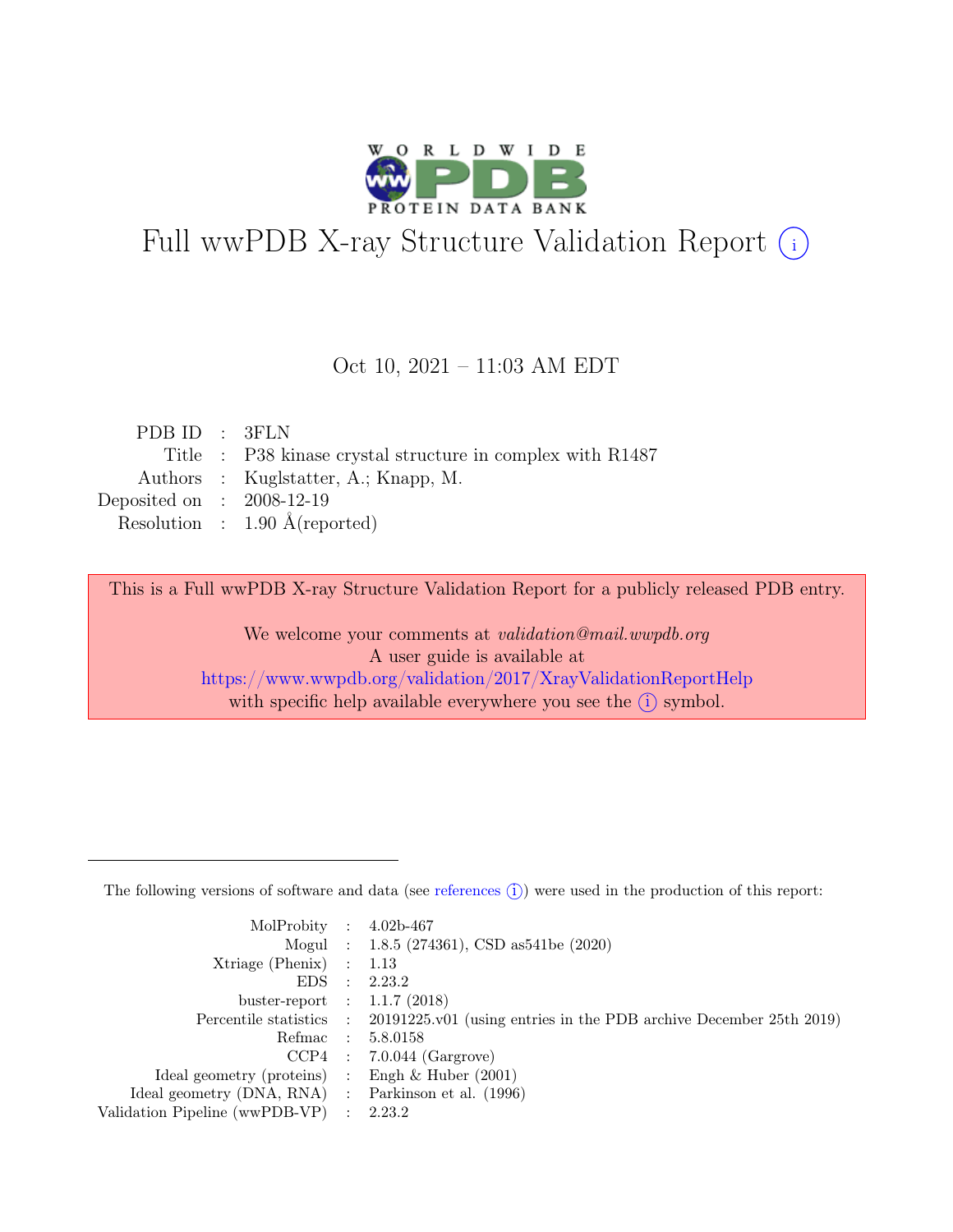# Full wwPDB X-ray Structure Validation Report ⓘ

Oct 10, 2021 – 11:03 AM EDT

| | | |
|---|---|---|
| PDB ID | : | 3FLN |
| Title | : | P38 kinase crystal structure in complex with R1487 |
| Authors | : | Kuglstatter, A.; Knapp, M. |
| Deposited on | : | 2008-12-19 |
| Resolution | : | 1.90 Å(reported) |

This is a Full wwPDB X-ray Structure Validation Report for a publicly released PDB entry.

We welcome your comments at *validation@mail.wwpdb.org*
A user guide is available at
https://www.wwpdb.org/validation/2017/XrayValidationReportHelp
with specific help available everywhere you see the ⓘ symbol.

---

The following versions of software and data (see references ⓘ) were used in the production of this report:

| | | |
|---|---|---|
| MolProbity | : | 4.02b-467 |
| Mogul | : | 1.8.5 (274361), CSD as541be (2020) |
| Xtriage (Phenix) | : | 1.13 |
| EDS | : | 2.23.2 |
| buster-report | : | 1.1.7 (2018) |
| Percentile statistics | : | 20191225.v01 (using entries in the PDB archive December 25th 2019) |
| Refmac | : | 5.8.0158 |
| CCP4 | : | 7.0.044 (Gargrove) |
| Ideal geometry (proteins) | : | Engh & Huber (2001) |
| Ideal geometry (DNA, RNA) | : | Parkinson et al. (1996) |
| Validation Pipeline (wwPDB-VP) | : | 2.23.2 |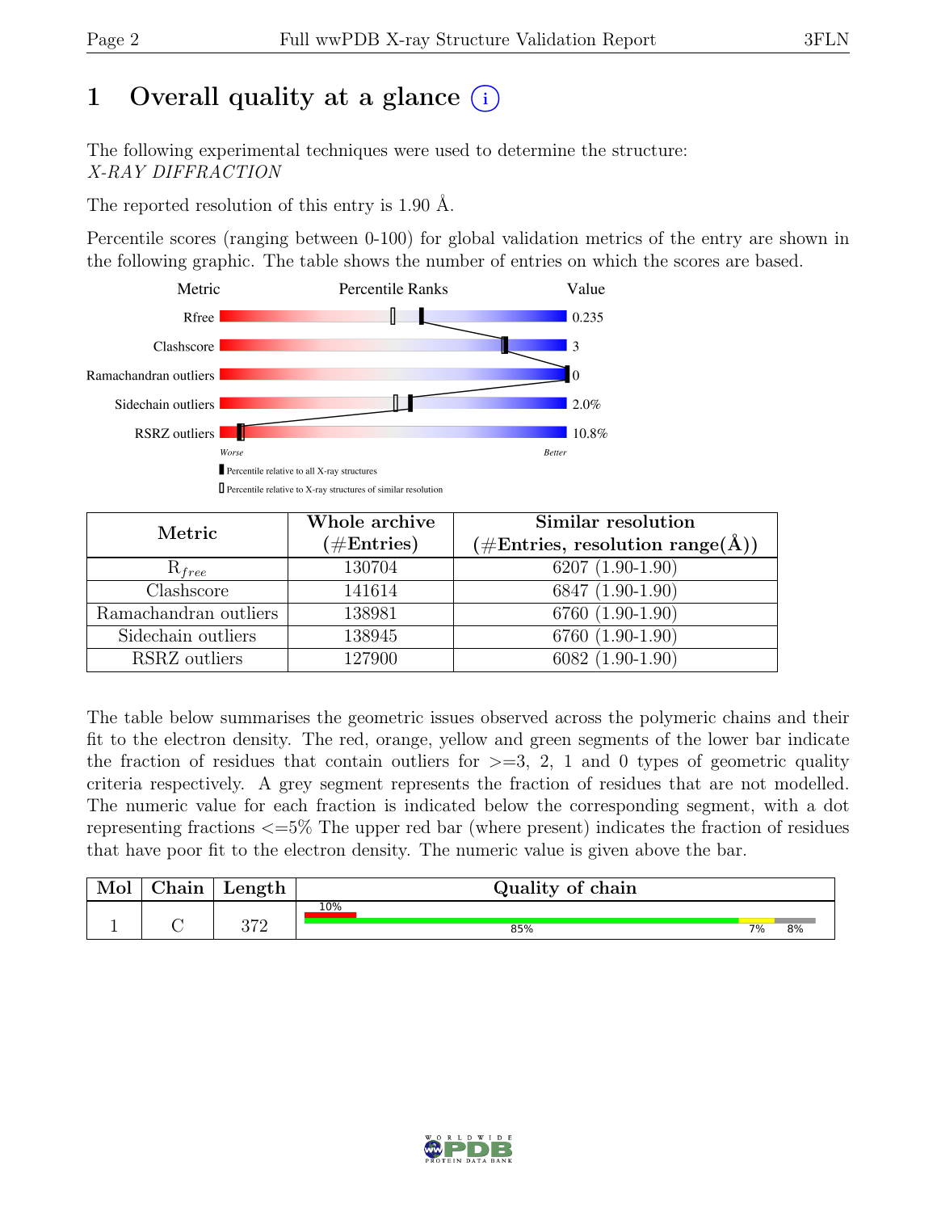# 1 Overall quality at a glance (i)

The following experimental techniques were used to determine the structure:
*X-RAY DIFFRACTION*

The reported resolution of this entry is 1.90 Å.

Percentile scores (ranging between 0-100) for global validation metrics of the entry are shown in the following graphic. The table shows the number of entries on which the scores are based.

| Metric | Value |
|---|---|
| Rfree | 0.235 |
| Clashscore | 3 |
| Ramachandran outliers | 0 |
| Sidechain outliers | 2.0% |
| RSRZ outliers | 10.8% |

Worse — Better

▮ Percentile relative to all X-ray structures

▯ Percentile relative to X-ray structures of similar resolution

| Metric | Whole archive (#Entries) | Similar resolution (#Entries, resolution range(Å)) |
|---|---|---|
| $R_{free}$ | 130704 | 6207 (1.90-1.90) |
| Clashscore | 141614 | 6847 (1.90-1.90) |
| Ramachandran outliers | 138981 | 6760 (1.90-1.90) |
| Sidechain outliers | 138945 | 6760 (1.90-1.90) |
| RSRZ outliers | 127900 | 6082 (1.90-1.90) |

The table below summarises the geometric issues observed across the polymeric chains and their fit to the electron density. The red, orange, yellow and green segments of the lower bar indicate the fraction of residues that contain outliers for >=3, 2, 1 and 0 types of geometric quality criteria respectively. A grey segment represents the fraction of residues that are not modelled. The numeric value for each fraction is indicated below the corresponding segment, with a dot representing fractions <=5% The upper red bar (where present) indicates the fraction of residues that have poor fit to the electron density. The numeric value is given above the bar.

| Mol | Chain | Length | Quality of chain |
|---|---|---|---|
| 1 | C | 372 | 10% (poor fit); 85% green, 7% yellow, 8% grey |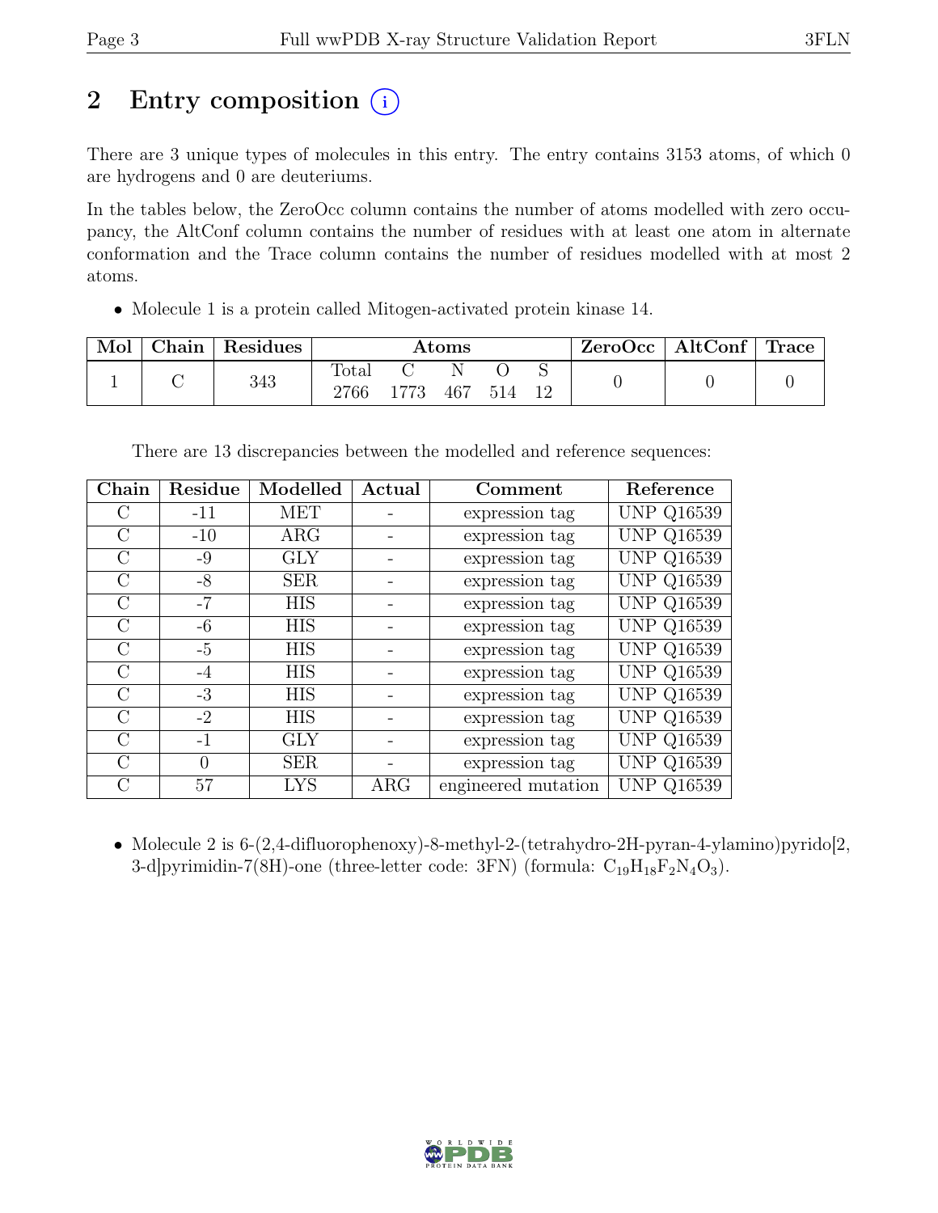# 2 Entry composition (i)

There are 3 unique types of molecules in this entry. The entry contains 3153 atoms, of which 0 are hydrogens and 0 are deuteriums.

In the tables below, the ZeroOcc column contains the number of atoms modelled with zero occupancy, the AltConf column contains the number of residues with at least one atom in alternate conformation and the Trace column contains the number of residues modelled with at most 2 atoms.

- Molecule 1 is a protein called Mitogen-activated protein kinase 14.

| Mol | Chain | Residues | Atoms | | | | | ZeroOcc | AltConf | Trace |
|---|---|---|---|---|---|---|---|---|---|---|
| | | | Total | C | N | O | S | | | |
| 1 | C | 343 | 2766 | 1773 | 467 | 514 | 12 | 0 | 0 | 0 |

There are 13 discrepancies between the modelled and reference sequences:

| Chain | Residue | Modelled | Actual | Comment | Reference |
|---|---|---|---|---|---|
| C | -11 | MET | - | expression tag | UNP Q16539 |
| C | -10 | ARG | - | expression tag | UNP Q16539 |
| C | -9 | GLY | - | expression tag | UNP Q16539 |
| C | -8 | SER | - | expression tag | UNP Q16539 |
| C | -7 | HIS | - | expression tag | UNP Q16539 |
| C | -6 | HIS | - | expression tag | UNP Q16539 |
| C | -5 | HIS | - | expression tag | UNP Q16539 |
| C | -4 | HIS | - | expression tag | UNP Q16539 |
| C | -3 | HIS | - | expression tag | UNP Q16539 |
| C | -2 | HIS | - | expression tag | UNP Q16539 |
| C | -1 | GLY | - | expression tag | UNP Q16539 |
| C | 0 | SER | - | expression tag | UNP Q16539 |
| C | 57 | LYS | ARG | engineered mutation | UNP Q16539 |

- Molecule 2 is 6-(2,4-difluorophenoxy)-8-methyl-2-(tetrahydro-2H-pyran-4-ylamino)pyrido[2,3-d]pyrimidin-7(8H)-one (three-letter code: 3FN) (formula: $C_{19}H_{18}F_2N_4O_3$).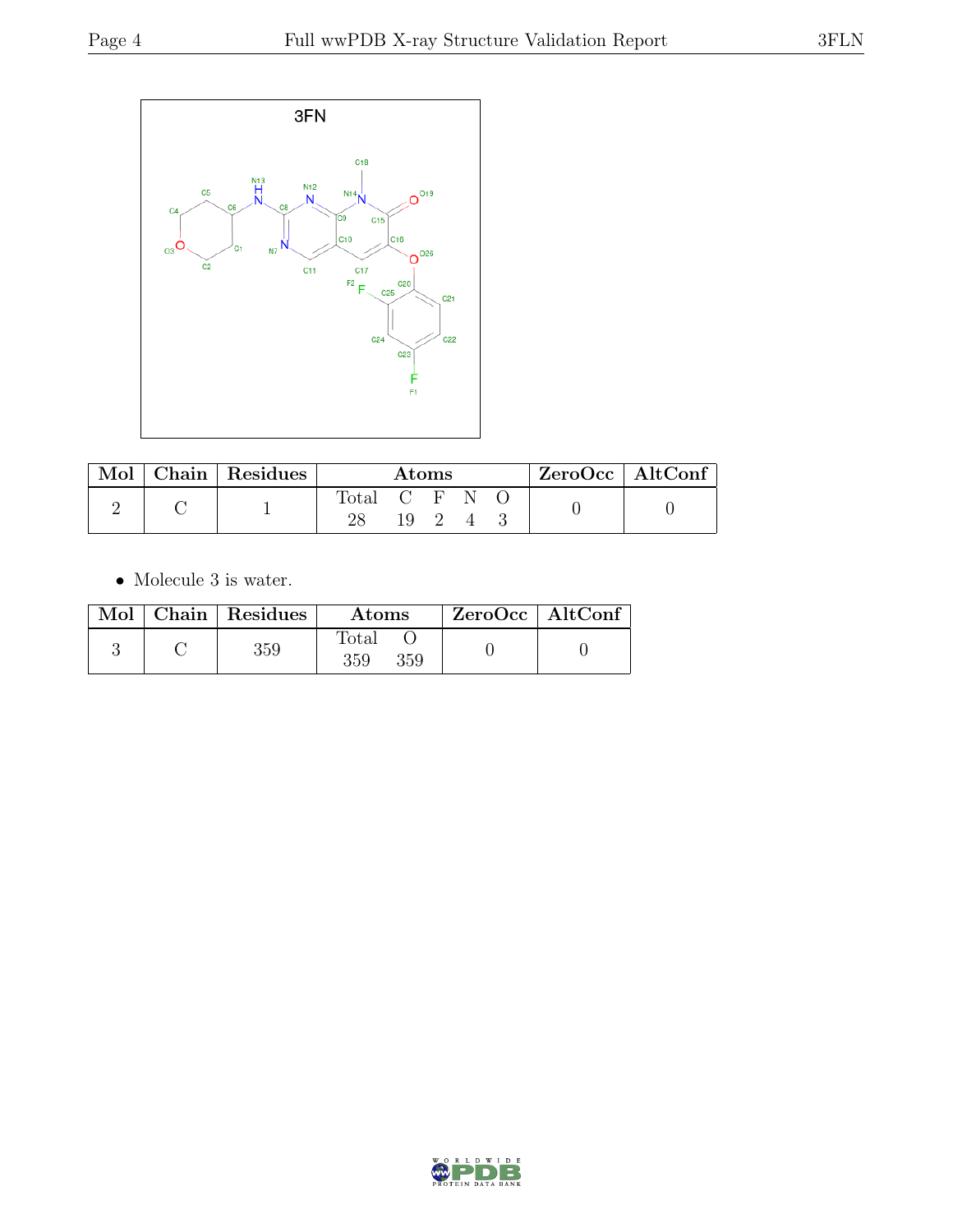| Mol | Chain | Residues | Atoms | | | | | ZeroOcc | AltConf |
|---|---|---|---|---|---|---|---|---|---|
| | | | Total | C | F | N | O | | |
| 2 | C | 1 | 28 | 19 | 2 | 4 | 3 | 0 | 0 |

- Molecule 3 is water.

| Mol | Chain | Residues | Atoms | | ZeroOcc | AltConf |
|---|---|---|---|---|---|---|
| | | | Total | O | | |
| 3 | C | 359 | 359 | 359 | 0 | 0 |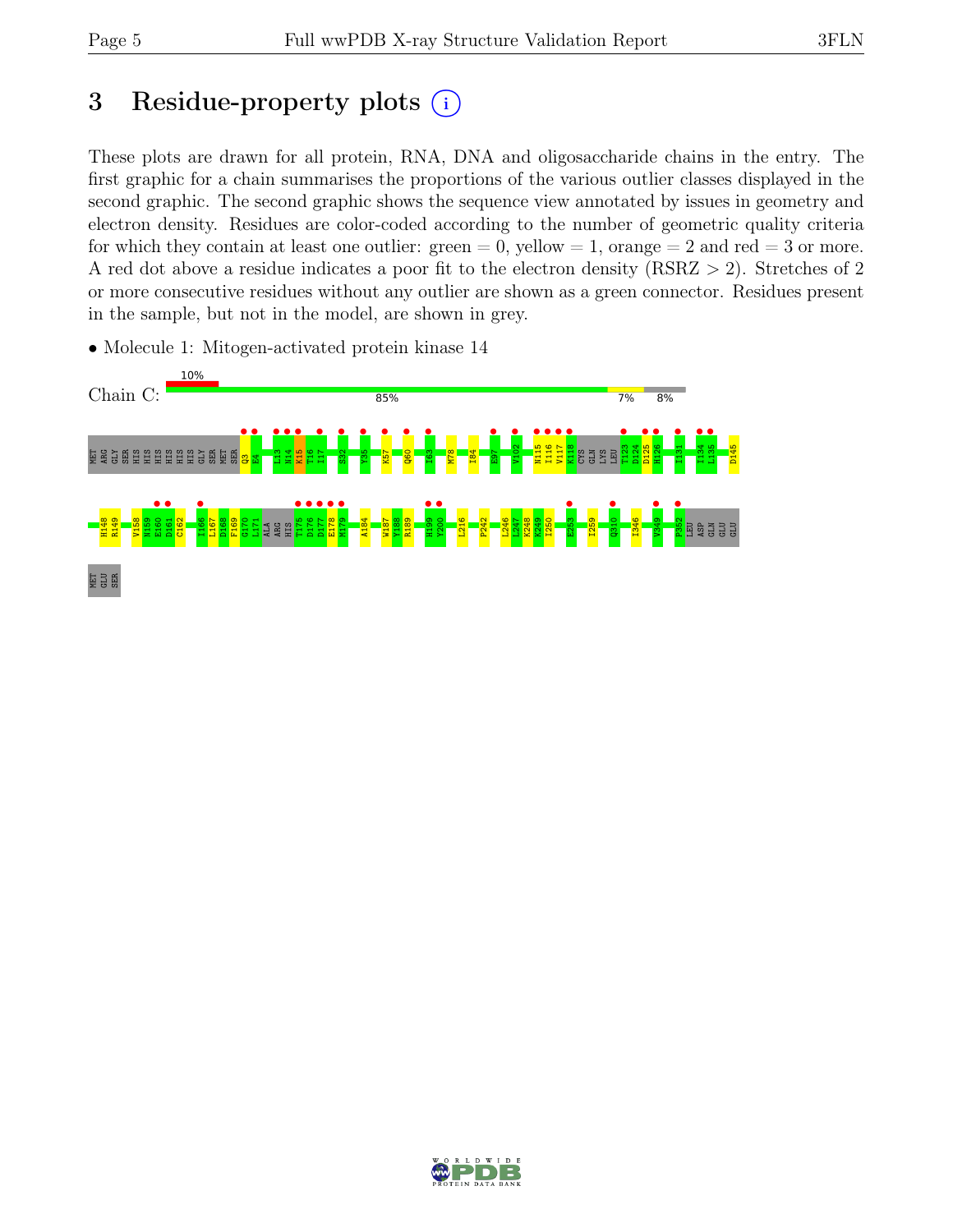## 3 Residue-property plots (i)

These plots are drawn for all protein, RNA, DNA and oligosaccharide chains in the entry. The first graphic for a chain summarises the proportions of the various outlier classes displayed in the second graphic. The second graphic shows the sequence view annotated by issues in geometry and electron density. Residues are color-coded according to the number of geometric quality criteria for which they contain at least one outlier: green = 0, yellow = 1, orange = 2 and red = 3 or more. A red dot above a residue indicates a poor fit to the electron density (RSRZ > 2). Stretches of 2 or more consecutive residues without any outlier are shown as a green connector. Residues present in the sample, but not in the model, are shown in grey.

- Molecule 1: Mitogen-activated protein kinase 14

Chain C: 10% | 85% | 7% | 8%

MET ARG GLY SER HIS HIS HIS HIS HIS HIS GLY SER MET SER Q3 E4 L13 N14 K15 T16 I17 S32 Y35 K57 Q60 I63 M78 I84 E97 V102 N115 I116 V117 K118 CYS GLN LYS LEU T123 D124 D125 H126 I131 I134 L135 D145

H148 R149 V158 N159 E160 D161 C162 I166 L167 D168 F169 G170 L171 ALA ARG HIS T175 D176 D177 E178 M179 A184 W187 Y188 R189 H199 Y200 L216 P242 L246 L247 K248 K249 I250 E253 I259 Q310 I346 V349 P352 LEU ASP GLN GLU GLU

MET GLU SER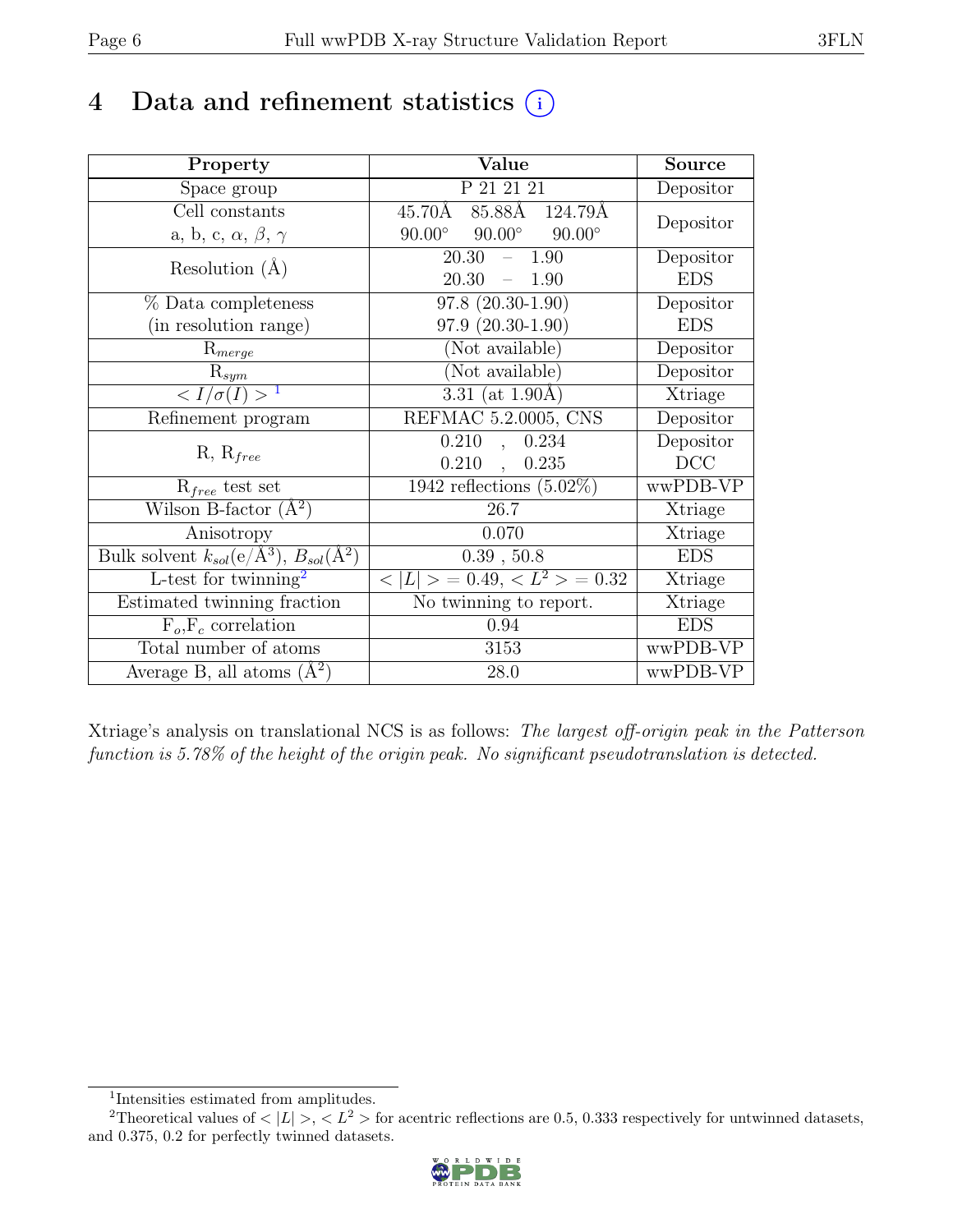# 4 Data and refinement statistics (i)

| Property | Value | Source |
|---|---|---|
| Space group | P 21 21 21 | Depositor |
| Cell constants<br>a, b, c, $\alpha$, $\beta$, $\gamma$ | 45.70Å 85.88Å 124.79Å<br>90.00° 90.00° 90.00° | Depositor |
| Resolution (Å) | 20.30 – 1.90<br>20.30 – 1.90 | Depositor<br>EDS |
| % Data completeness<br>(in resolution range) | 97.8 (20.30-1.90)<br>97.9 (20.30-1.90) | Depositor<br>EDS |
| $R_{merge}$ | (Not available) | Depositor |
| $R_{sym}$ | (Not available) | Depositor |
| $< I/\sigma(I) >$ [1] | 3.31 (at 1.90Å) | Xtriage |
| Refinement program | REFMAC 5.2.0005, CNS | Depositor |
| R, $R_{free}$ | 0.210 , 0.234<br>0.210 , 0.235 | Depositor<br>DCC |
| $R_{free}$ test set | 1942 reflections (5.02%) | wwPDB-VP |
| Wilson B-factor (Å$^2$) | 26.7 | Xtriage |
| Anisotropy | 0.070 | Xtriage |
| Bulk solvent $k_{sol}$(e/Å$^3$), $B_{sol}$(Å$^2$) | 0.39 , 50.8 | EDS |
| L-test for twinning[2] | $< \|L\| > = 0.49$, $< L^2 > = 0.32$ | Xtriage |
| Estimated twinning fraction | No twinning to report. | Xtriage |
| $F_o$,$F_c$ correlation | 0.94 | EDS |
| Total number of atoms | 3153 | wwPDB-VP |
| Average B, all atoms (Å$^2$) | 28.0 | wwPDB-VP |

Xtriage's analysis on translational NCS is as follows: *The largest off-origin peak in the Patterson function is 5.78% of the height of the origin peak. No significant pseudotranslation is detected.*

[1] Intensities estimated from amplitudes.

[2] Theoretical values of $< |L| >$, $< L^2 >$ for acentric reflections are 0.5, 0.333 respectively for untwinned datasets, and 0.375, 0.2 for perfectly twinned datasets.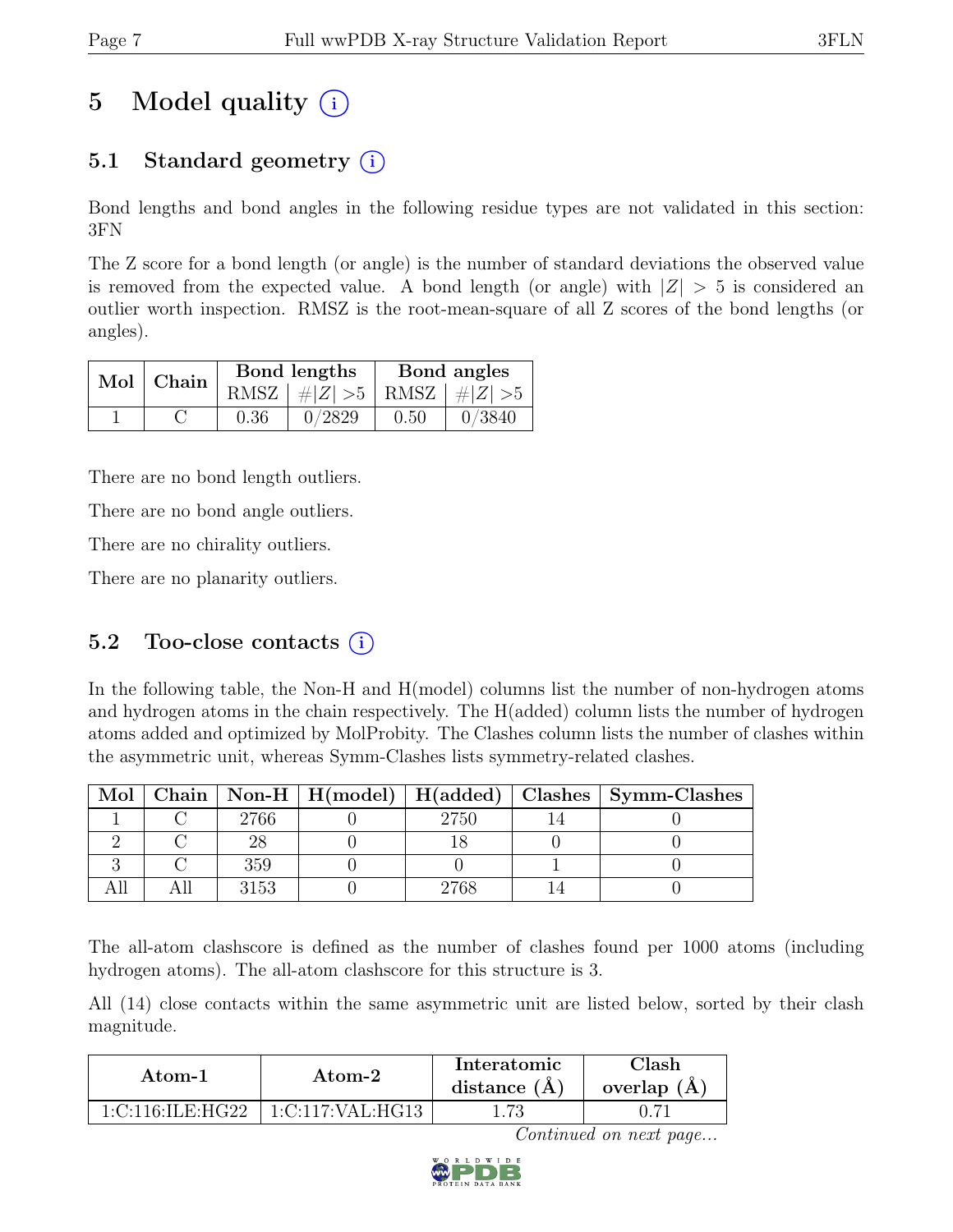# 5 Model quality (i)

## 5.1 Standard geometry (i)

Bond lengths and bond angles in the following residue types are not validated in this section: 3FN

The Z score for a bond length (or angle) is the number of standard deviations the observed value is removed from the expected value. A bond length (or angle) with $|Z| > 5$ is considered an outlier worth inspection. RMSZ is the root-mean-square of all Z scores of the bond lengths (or angles).

| Mol | Chain | Bond lengths | | Bond angles | |
|---|---|---|---|---|---|
| | | RMSZ | $\#\|Z\| > 5$ | RMSZ | $\#\|Z\| > 5$ |
| 1 | C | 0.36 | 0/2829 | 0.50 | 0/3840 |

There are no bond length outliers.

There are no bond angle outliers.

There are no chirality outliers.

There are no planarity outliers.

## 5.2 Too-close contacts (i)

In the following table, the Non-H and H(model) columns list the number of non-hydrogen atoms and hydrogen atoms in the chain respectively. The H(added) column lists the number of hydrogen atoms added and optimized by MolProbity. The Clashes column lists the number of clashes within the asymmetric unit, whereas Symm-Clashes lists symmetry-related clashes.

| Mol | Chain | Non-H | H(model) | H(added) | Clashes | Symm-Clashes |
|---|---|---|---|---|---|---|
| 1 | C | 2766 | 0 | 2750 | 14 | 0 |
| 2 | C | 28 | 0 | 18 | 0 | 0 |
| 3 | C | 359 | 0 | 0 | 1 | 0 |
| All | All | 3153 | 0 | 2768 | 14 | 0 |

The all-atom clashscore is defined as the number of clashes found per 1000 atoms (including hydrogen atoms). The all-atom clashscore for this structure is 3.

All (14) close contacts within the same asymmetric unit are listed below, sorted by their clash magnitude.

| Atom-1 | Atom-2 | Interatomic distance (Å) | Clash overlap (Å) |
|---|---|---|---|
| 1:C:116:ILE:HG22 | 1:C:117:VAL:HG13 | 1.73 | 0.71 |

*Continued on next page...*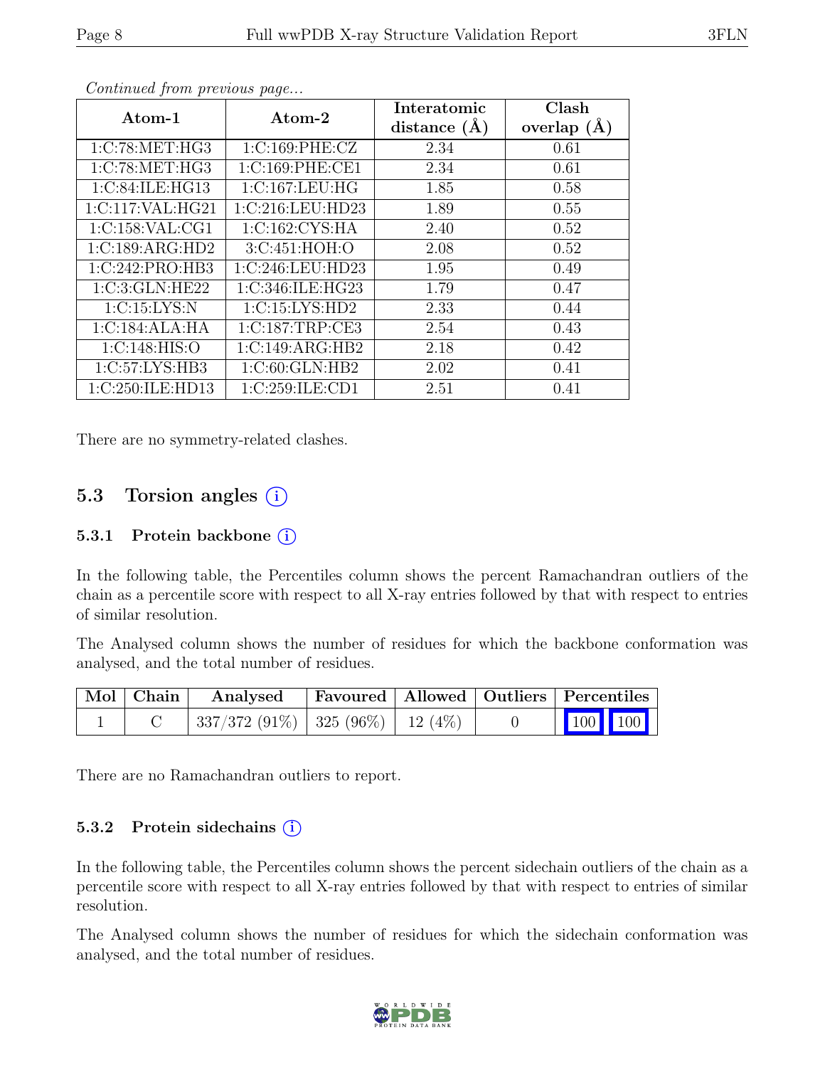*Continued from previous page...*

| Atom-1 | Atom-2 | Interatomic distance (Å) | Clash overlap (Å) |
|---|---|---|---|
| 1:C:78:MET:HG3 | 1:C:169:PHE:CZ | 2.34 | 0.61 |
| 1:C:78:MET:HG3 | 1:C:169:PHE:CE1 | 2.34 | 0.61 |
| 1:C:84:ILE:HG13 | 1:C:167:LEU:HG | 1.85 | 0.58 |
| 1:C:117:VAL:HG21 | 1:C:216:LEU:HD23 | 1.89 | 0.55 |
| 1:C:158:VAL:CG1 | 1:C:162:CYS:HA | 2.40 | 0.52 |
| 1:C:189:ARG:HD2 | 3:C:451:HOH:O | 2.08 | 0.52 |
| 1:C:242:PRO:HB3 | 1:C:246:LEU:HD23 | 1.95 | 0.49 |
| 1:C:3:GLN:HE22 | 1:C:346:ILE:HG23 | 1.79 | 0.47 |
| 1:C:15:LYS:N | 1:C:15:LYS:HD2 | 2.33 | 0.44 |
| 1:C:184:ALA:HA | 1:C:187:TRP:CE3 | 2.54 | 0.43 |
| 1:C:148:HIS:O | 1:C:149:ARG:HB2 | 2.18 | 0.42 |
| 1:C:57:LYS:HB3 | 1:C:60:GLN:HB2 | 2.02 | 0.41 |
| 1:C:250:ILE:HD13 | 1:C:259:ILE:CD1 | 2.51 | 0.41 |

There are no symmetry-related clashes.

## 5.3 Torsion angles

### 5.3.1 Protein backbone

In the following table, the Percentiles column shows the percent Ramachandran outliers of the chain as a percentile score with respect to all X-ray entries followed by that with respect to entries of similar resolution.

The Analysed column shows the number of residues for which the backbone conformation was analysed, and the total number of residues.

| Mol | Chain | Analysed | Favoured | Allowed | Outliers | Percentiles | |
|---|---|---|---|---|---|---|---|
| 1 | C | 337/372 (91%) | 325 (96%) | 12 (4%) | 0 | 100 | 100 |

There are no Ramachandran outliers to report.

### 5.3.2 Protein sidechains

In the following table, the Percentiles column shows the percent sidechain outliers of the chain as a percentile score with respect to all X-ray entries followed by that with respect to entries of similar resolution.

The Analysed column shows the number of residues for which the sidechain conformation was analysed, and the total number of residues.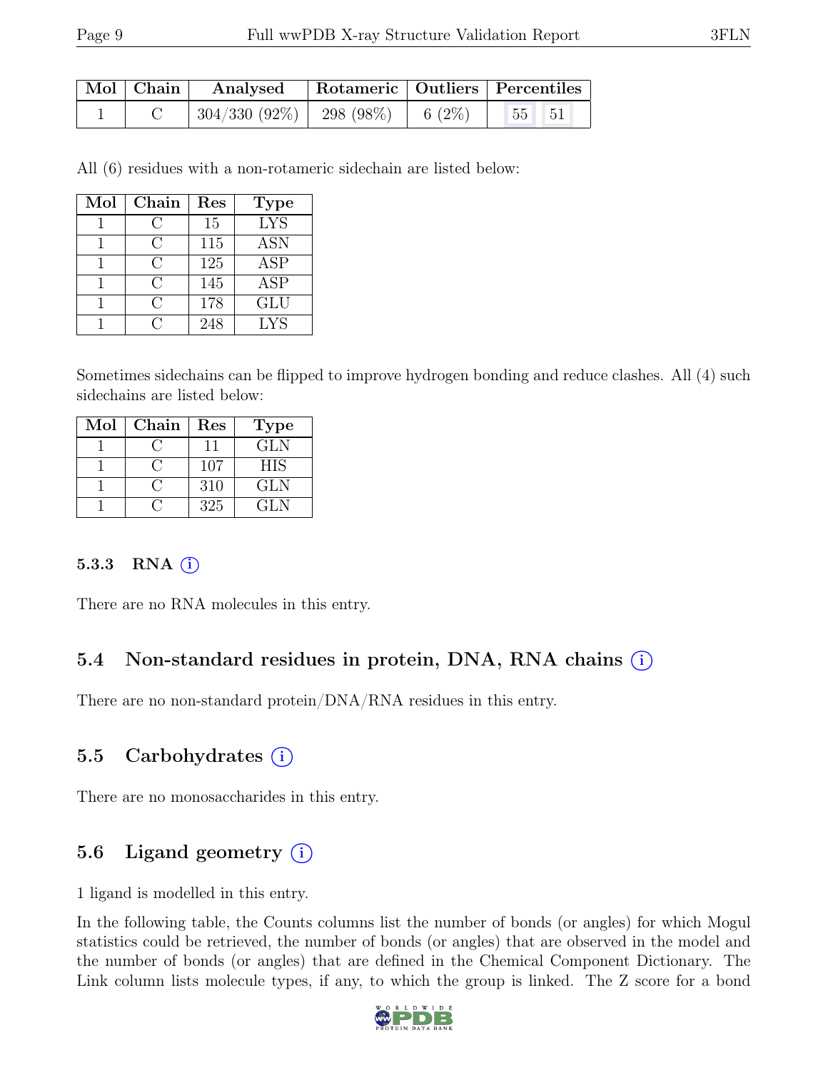| Mol | Chain | Analysed | Rotameric | Outliers | Percentiles | |
|---|---|---|---|---|---|---|
| 1 | C | 304/330 (92%) | 298 (98%) | 6 (2%) | 55 | 51 |

All (6) residues with a non-rotameric sidechain are listed below:

| Mol | Chain | Res | Type |
|---|---|---|---|
| 1 | C | 15 | LYS |
| 1 | C | 115 | ASN |
| 1 | C | 125 | ASP |
| 1 | C | 145 | ASP |
| 1 | C | 178 | GLU |
| 1 | C | 248 | LYS |

Sometimes sidechains can be flipped to improve hydrogen bonding and reduce clashes. All (4) such sidechains are listed below:

| Mol | Chain | Res | Type |
|---|---|---|---|
| 1 | C | 11 | GLN |
| 1 | C | 107 | HIS |
| 1 | C | 310 | GLN |
| 1 | C | 325 | GLN |

#### 5.3.3 RNA (i)

There are no RNA molecules in this entry.

### 5.4 Non-standard residues in protein, DNA, RNA chains (i)

There are no non-standard protein/DNA/RNA residues in this entry.

### 5.5 Carbohydrates (i)

There are no monosaccharides in this entry.

### 5.6 Ligand geometry (i)

1 ligand is modelled in this entry.

In the following table, the Counts columns list the number of bonds (or angles) for which Mogul statistics could be retrieved, the number of bonds (or angles) that are observed in the model and the number of bonds (or angles) that are defined in the Chemical Component Dictionary. The Link column lists molecule types, if any, to which the group is linked. The Z score for a bond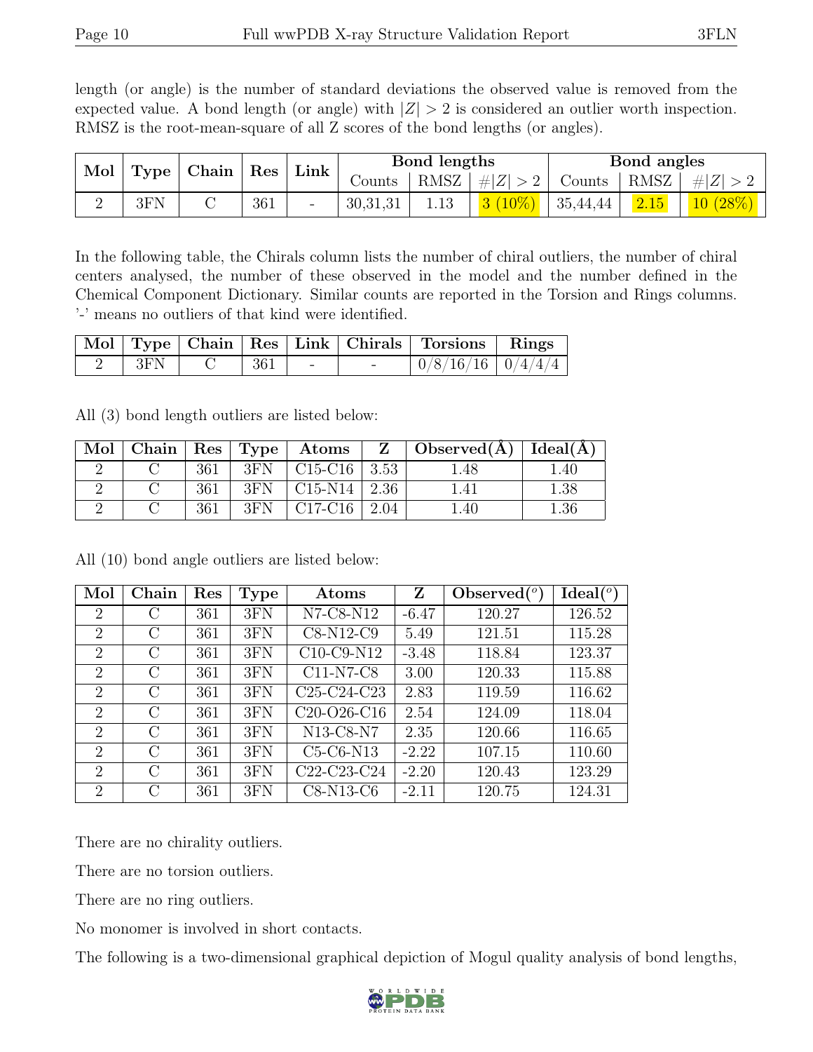length (or angle) is the number of standard deviations the observed value is removed from the expected value. A bond length (or angle) with $|Z| > 2$ is considered an outlier worth inspection. RMSZ is the root-mean-square of all Z scores of the bond lengths (or angles).

| Mol | Type | Chain | Res | Link | Bond lengths | | | Bond angles | | |
|---|---|---|---|---|---|---|---|---|---|---|
| | | | | | Counts | RMSZ | $\#\|Z\| > 2$ | Counts | RMSZ | $\#\|Z\| > 2$ |
| 2 | 3FN | C | 361 | - | 30,31,31 | 1.13 | 3 (10%) | 35,44,44 | 2.15 | 10 (28%) |

In the following table, the Chirals column lists the number of chiral outliers, the number of chiral centers analysed, the number of these observed in the model and the number defined in the Chemical Component Dictionary. Similar counts are reported in the Torsion and Rings columns. '-' means no outliers of that kind were identified.

| Mol | Type | Chain | Res | Link | Chirals | Torsions | Rings |
|---|---|---|---|---|---|---|---|
| 2 | 3FN | C | 361 | - | - | 0/8/16/16 | 0/4/4/4 |

All (3) bond length outliers are listed below:

| Mol | Chain | Res | Type | Atoms | Z | Observed(Å) | Ideal(Å) |
|---|---|---|---|---|---|---|---|
| 2 | C | 361 | 3FN | C15-C16 | 3.53 | 1.48 | 1.40 |
| 2 | C | 361 | 3FN | C15-N14 | 2.36 | 1.41 | 1.38 |
| 2 | C | 361 | 3FN | C17-C16 | 2.04 | 1.40 | 1.36 |

All (10) bond angle outliers are listed below:

| Mol | Chain | Res | Type | Atoms | Z | Observed($^o$) | Ideal($^o$) |
|---|---|---|---|---|---|---|---|
| 2 | C | 361 | 3FN | N7-C8-N12 | -6.47 | 120.27 | 126.52 |
| 2 | C | 361 | 3FN | C8-N12-C9 | 5.49 | 121.51 | 115.28 |
| 2 | C | 361 | 3FN | C10-C9-N12 | -3.48 | 118.84 | 123.37 |
| 2 | C | 361 | 3FN | C11-N7-C8 | 3.00 | 120.33 | 115.88 |
| 2 | C | 361 | 3FN | C25-C24-C23 | 2.83 | 119.59 | 116.62 |
| 2 | C | 361 | 3FN | C20-O26-C16 | 2.54 | 124.09 | 118.04 |
| 2 | C | 361 | 3FN | N13-C8-N7 | 2.35 | 120.66 | 116.65 |
| 2 | C | 361 | 3FN | C5-C6-N13 | -2.22 | 107.15 | 110.60 |
| 2 | C | 361 | 3FN | C22-C23-C24 | -2.20 | 120.43 | 123.29 |
| 2 | C | 361 | 3FN | C8-N13-C6 | -2.11 | 120.75 | 124.31 |

There are no chirality outliers.

There are no torsion outliers.

There are no ring outliers.

No monomer is involved in short contacts.

The following is a two-dimensional graphical depiction of Mogul quality analysis of bond lengths,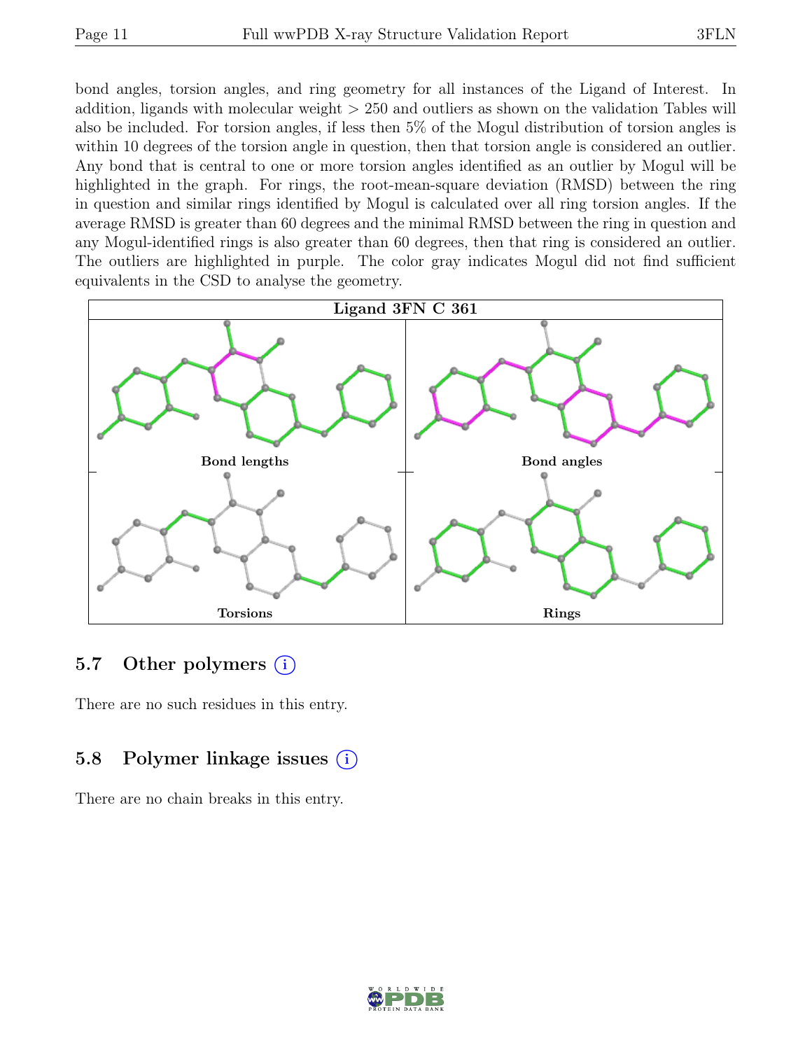bond angles, torsion angles, and ring geometry for all instances of the Ligand of Interest. In addition, ligands with molecular weight > 250 and outliers as shown on the validation Tables will also be included. For torsion angles, if less then 5% of the Mogul distribution of torsion angles is within 10 degrees of the torsion angle in question, then that torsion angle is considered an outlier. Any bond that is central to one or more torsion angles identified as an outlier by Mogul will be highlighted in the graph. For rings, the root-mean-square deviation (RMSD) between the ring in question and similar rings identified by Mogul is calculated over all ring torsion angles. If the average RMSD is greater than 60 degrees and the minimal RMSD between the ring in question and any Mogul-identified rings is also greater than 60 degrees, then that ring is considered an outlier. The outliers are highlighted in purple. The color gray indicates Mogul did not find sufficient equivalents in the CSD to analyse the geometry.

**Ligand 3FN C 361**

Bond lengths

Bond angles

Torsions

Rings

## 5.7 Other polymers

There are no such residues in this entry.

## 5.8 Polymer linkage issues

There are no chain breaks in this entry.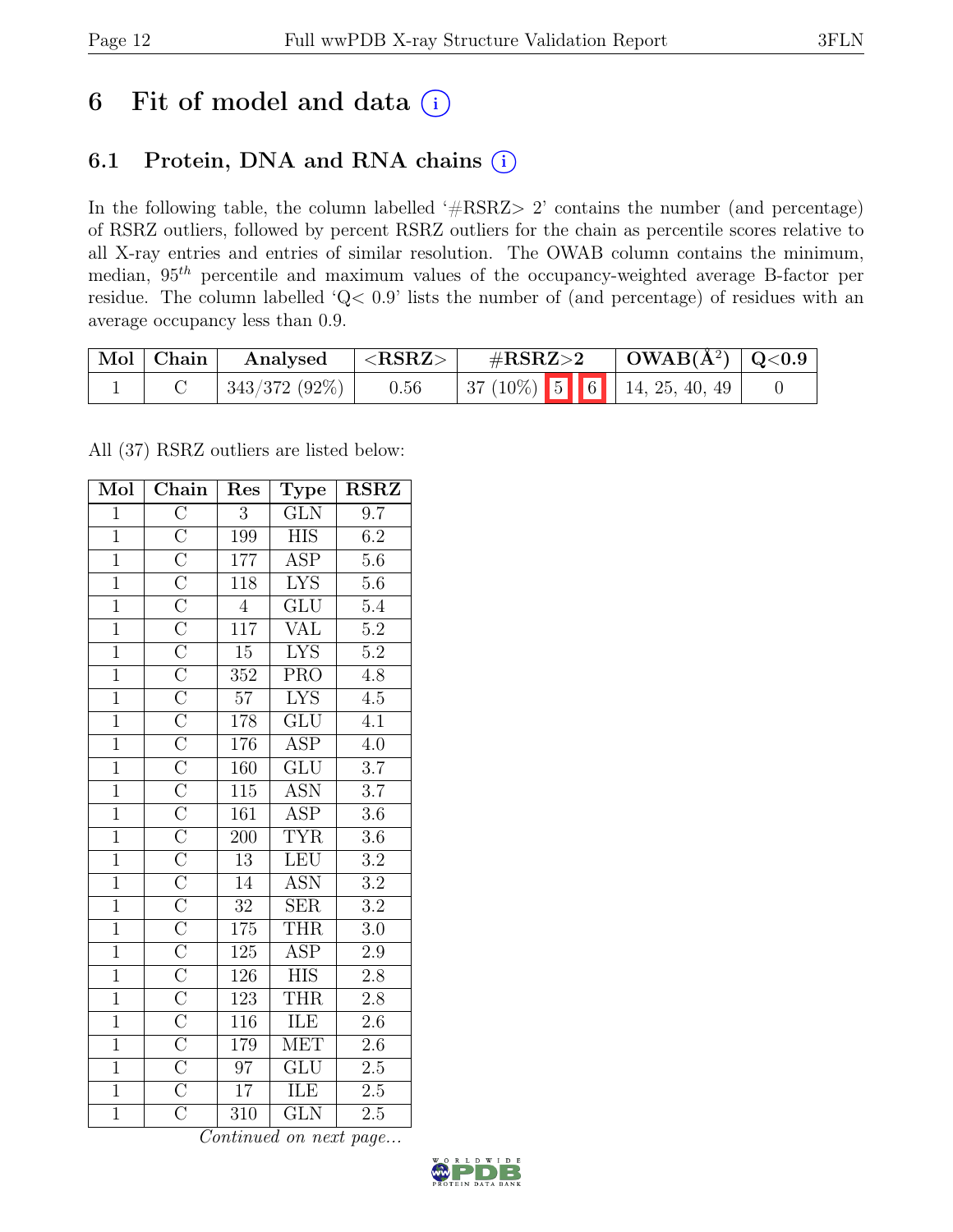# 6 Fit of model and data (i)

## 6.1 Protein, DNA and RNA chains (i)

In the following table, the column labelled '#RSRZ> 2' contains the number (and percentage) of RSRZ outliers, followed by percent RSRZ outliers for the chain as percentile scores relative to all X-ray entries and entries of similar resolution. The OWAB column contains the minimum, median, $95^{th}$ percentile and maximum values of the occupancy-weighted average B-factor per residue. The column labelled 'Q< 0.9' lists the number of (and percentage) of residues with an average occupancy less than 0.9.

| Mol | Chain | Analysed | <RSRZ> | #RSRZ>2 | OWAB(Å$^2$) | Q<0.9 |
|---|---|---|---|---|---|---|
| 1 | C | 343/372 (92%) | 0.56 | 37 (10%) 5 6 | 14, 25, 40, 49 | 0 |

All (37) RSRZ outliers are listed below:

| Mol | Chain | Res | Type | RSRZ |
|---|---|---|---|---|
| 1 | C | 3 | GLN | 9.7 |
| 1 | C | 199 | HIS | 6.2 |
| 1 | C | 177 | ASP | 5.6 |
| 1 | C | 118 | LYS | 5.6 |
| 1 | C | 4 | GLU | 5.4 |
| 1 | C | 117 | VAL | 5.2 |
| 1 | C | 15 | LYS | 5.2 |
| 1 | C | 352 | PRO | 4.8 |
| 1 | C | 57 | LYS | 4.5 |
| 1 | C | 178 | GLU | 4.1 |
| 1 | C | 176 | ASP | 4.0 |
| 1 | C | 160 | GLU | 3.7 |
| 1 | C | 115 | ASN | 3.7 |
| 1 | C | 161 | ASP | 3.6 |
| 1 | C | 200 | TYR | 3.6 |
| 1 | C | 13 | LEU | 3.2 |
| 1 | C | 14 | ASN | 3.2 |
| 1 | C | 32 | SER | 3.2 |
| 1 | C | 175 | THR | 3.0 |
| 1 | C | 125 | ASP | 2.9 |
| 1 | C | 126 | HIS | 2.8 |
| 1 | C | 123 | THR | 2.8 |
| 1 | C | 116 | ILE | 2.6 |
| 1 | C | 179 | MET | 2.6 |
| 1 | C | 97 | GLU | 2.5 |
| 1 | C | 17 | ILE | 2.5 |
| 1 | C | 310 | GLN | 2.5 |

*Continued on next page...*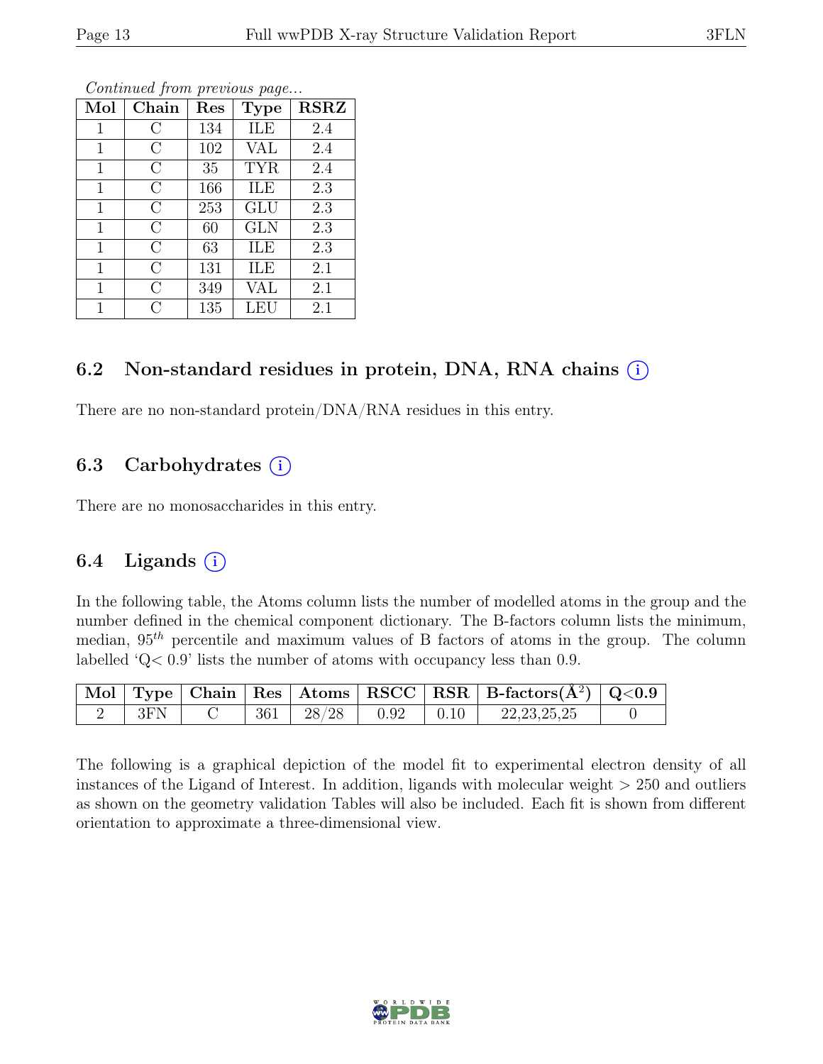*Continued from previous page...*

| Mol | Chain | Res | Type | RSRZ |
|---|---|---|---|---|
| 1 | C | 134 | ILE | 2.4 |
| 1 | C | 102 | VAL | 2.4 |
| 1 | C | 35 | TYR | 2.4 |
| 1 | C | 166 | ILE | 2.3 |
| 1 | C | 253 | GLU | 2.3 |
| 1 | C | 60 | GLN | 2.3 |
| 1 | C | 63 | ILE | 2.3 |
| 1 | C | 131 | ILE | 2.1 |
| 1 | C | 349 | VAL | 2.1 |
| 1 | C | 135 | LEU | 2.1 |

## 6.2 Non-standard residues in protein, DNA, RNA chains (i)

There are no non-standard protein/DNA/RNA residues in this entry.

## 6.3 Carbohydrates (i)

There are no monosaccharides in this entry.

## 6.4 Ligands (i)

In the following table, the Atoms column lists the number of modelled atoms in the group and the number defined in the chemical component dictionary. The B-factors column lists the minimum, median, $95^{th}$ percentile and maximum values of B factors of atoms in the group. The column labelled 'Q< 0.9' lists the number of atoms with occupancy less than 0.9.

| Mol | Type | Chain | Res | Atoms | RSCC | RSR | B-factors($Å^2$) | Q<0.9 |
|---|---|---|---|---|---|---|---|---|
| 2 | 3FN | C | 361 | 28/28 | 0.92 | 0.10 | 22,23,25,25 | 0 |

The following is a graphical depiction of the model fit to experimental electron density of all instances of the Ligand of Interest. In addition, ligands with molecular weight > 250 and outliers as shown on the geometry validation Tables will also be included. Each fit is shown from different orientation to approximate a three-dimensional view.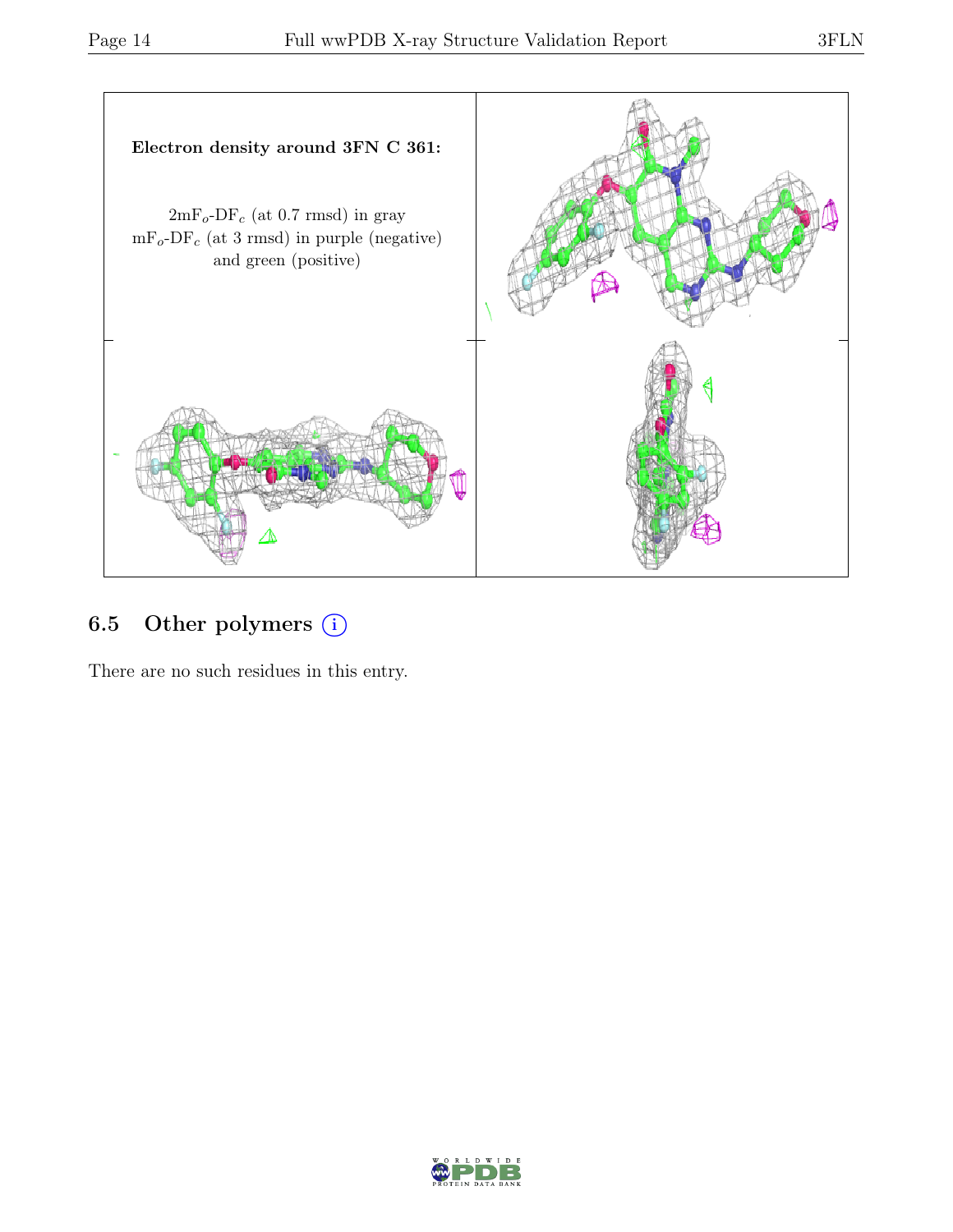**Electron density around 3FN C 361:**

$2mF_o$-$DF_c$ (at 0.7 rmsd) in gray
$mF_o$-$DF_c$ (at 3 rmsd) in purple (negative)
and green (positive)

## 6.5 Other polymers

There are no such residues in this entry.